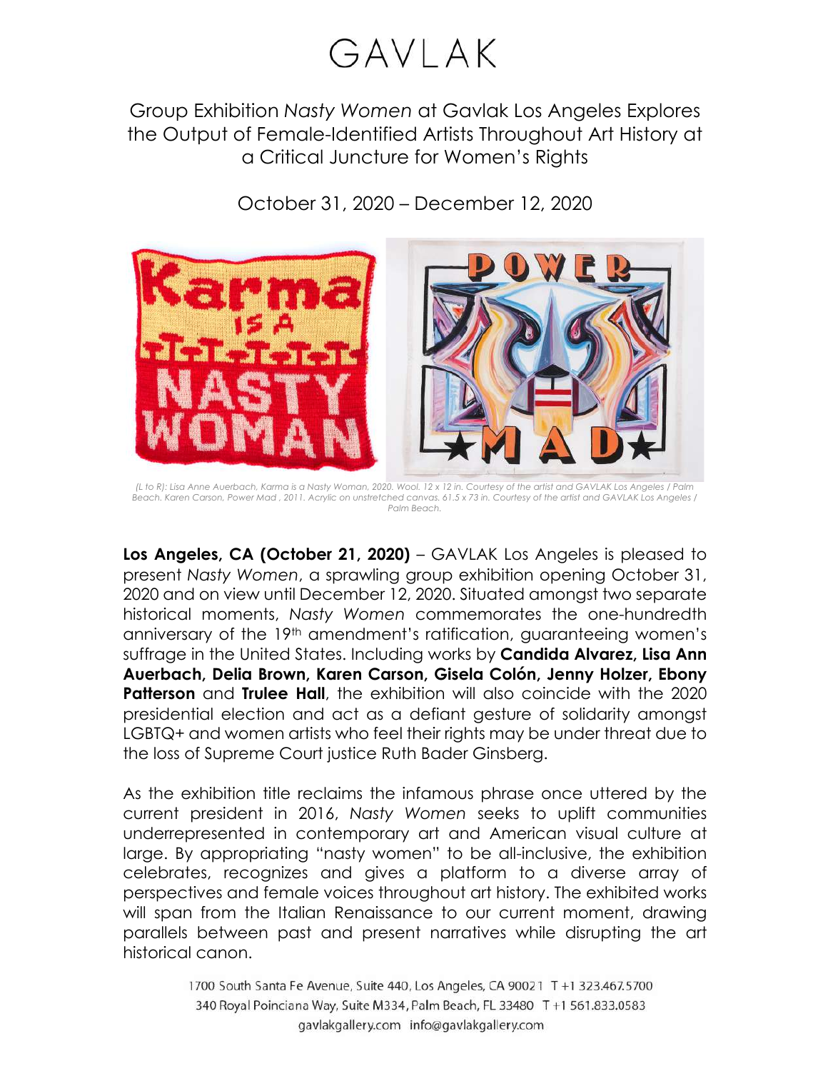# GAVLAK

## Group Exhibition *Nasty Women* at Gavlak Los Angeles Explores the Output of Female-Identified Artists Throughout Art History at a Critical Juncture for Women's Rights

October 31, 2020 – December 12, 2020

*(L to R): Lisa Anne Auerbach, Karma is a Nasty Woman, 2020. Wool. 12 x 12 in. Courtesy of the artist and GAVLAK Los Angeles / Palm Beach. Karen Carson, Power Mad , 2011. Acrylic on unstretched canvas. 61.5 x 73 in. Courtesy of the artist and GAVLAK Los Angeles / Palm Beach.*

**Los Angeles, CA (October 21, 2020)** – GAVLAK Los Angeles is pleased to present *Nasty Women*, a sprawling group exhibition opening October 31, 2020 and on view until December 12, 2020. Situated amongst two separate historical moments, *Nasty Women* commemorates the one-hundredth anniversary of the 19th amendment's ratification, guaranteeing women's suffrage in the United States. Including works by **Candida Alvarez, Lisa Ann Auerbach, Delia Brown, Karen Carson, Gisela Colón, Jenny Holzer, Ebony Patterson** and **Trulee Hall**, the exhibition will also coincide with the 2020 presidential election and act as a defiant gesture of solidarity amongst LGBTQ+ and women artists who feel their rights may be under threat due to the loss of Supreme Court justice Ruth Bader Ginsberg.

As the exhibition title reclaims the infamous phrase once uttered by the current president in 2016, *Nasty Women* seeks to uplift communities underrepresented in contemporary art and American visual culture at large. By appropriating "nasty women" to be all-inclusive, the exhibition celebrates, recognizes and gives a platform to a diverse array of perspectives and female voices throughout art history. The exhibited works will span from the Italian Renaissance to our current moment, drawing parallels between past and present narratives while disrupting the art historical canon.

1700 South Santa Fe Avenue, Suite 440, Los Angeles, CA 90021 T +1 323.467.5700
340 Royal Poinciana Way, Suite M334, Palm Beach, FL 33480 T +1 561.833.0583
gavlakgallery.com info@gavlakgallery.com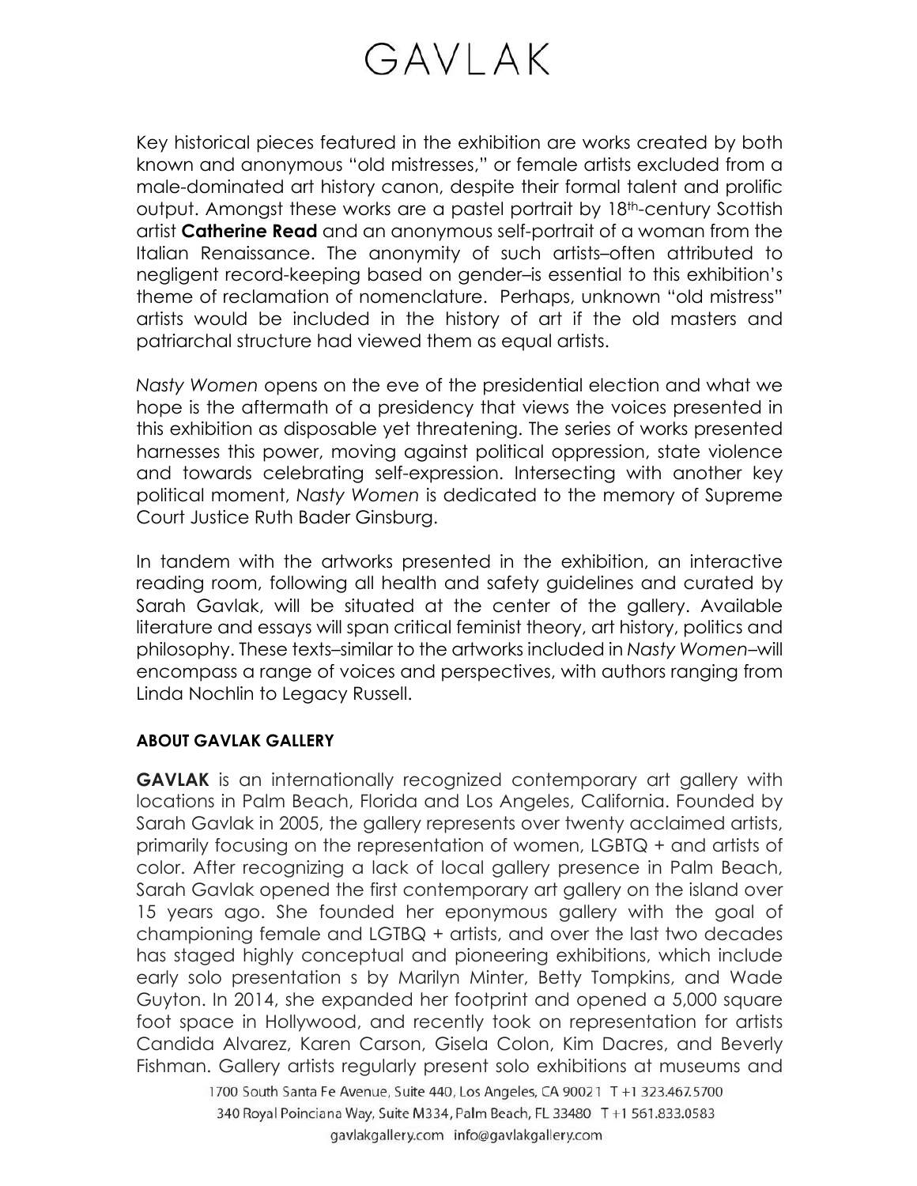Key historical pieces featured in the exhibition are works created by both known and anonymous "old mistresses," or female artists excluded from a male-dominated art history canon, despite their formal talent and prolific output. Amongst these works are a pastel portrait by 18th-century Scottish artist **Catherine Read** and an anonymous self-portrait of a woman from the Italian Renaissance. The anonymity of such artists–often attributed to negligent record-keeping based on gender–is essential to this exhibition's theme of reclamation of nomenclature. Perhaps, unknown "old mistress" artists would be included in the history of art if the old masters and patriarchal structure had viewed them as equal artists.

*Nasty Women* opens on the eve of the presidential election and what we hope is the aftermath of a presidency that views the voices presented in this exhibition as disposable yet threatening. The series of works presented harnesses this power, moving against political oppression, state violence and towards celebrating self-expression. Intersecting with another key political moment, *Nasty Women* is dedicated to the memory of Supreme Court Justice Ruth Bader Ginsburg.

In tandem with the artworks presented in the exhibition, an interactive reading room, following all health and safety guidelines and curated by Sarah Gavlak, will be situated at the center of the gallery. Available literature and essays will span critical feminist theory, art history, politics and philosophy. These texts–similar to the artworks included in *Nasty Women*–will encompass a range of voices and perspectives, with authors ranging from Linda Nochlin to Legacy Russell.

**ABOUT GAVLAK GALLERY**

**GAVLAK** is an internationally recognized contemporary art gallery with locations in Palm Beach, Florida and Los Angeles, California. Founded by Sarah Gavlak in 2005, the gallery represents over twenty acclaimed artists, primarily focusing on the representation of women, LGBTQ + and artists of color. After recognizing a lack of local gallery presence in Palm Beach, Sarah Gavlak opened the first contemporary art gallery on the island over 15 years ago. She founded her eponymous gallery with the goal of championing female and LGTBQ + artists, and over the last two decades has staged highly conceptual and pioneering exhibitions, which include early solo presentation s by Marilyn Minter, Betty Tompkins, and Wade Guyton. In 2014, she expanded her footprint and opened a 5,000 square foot space in Hollywood, and recently took on representation for artists Candida Alvarez, Karen Carson, Gisela Colon, Kim Dacres, and Beverly Fishman. Gallery artists regularly present solo exhibitions at museums and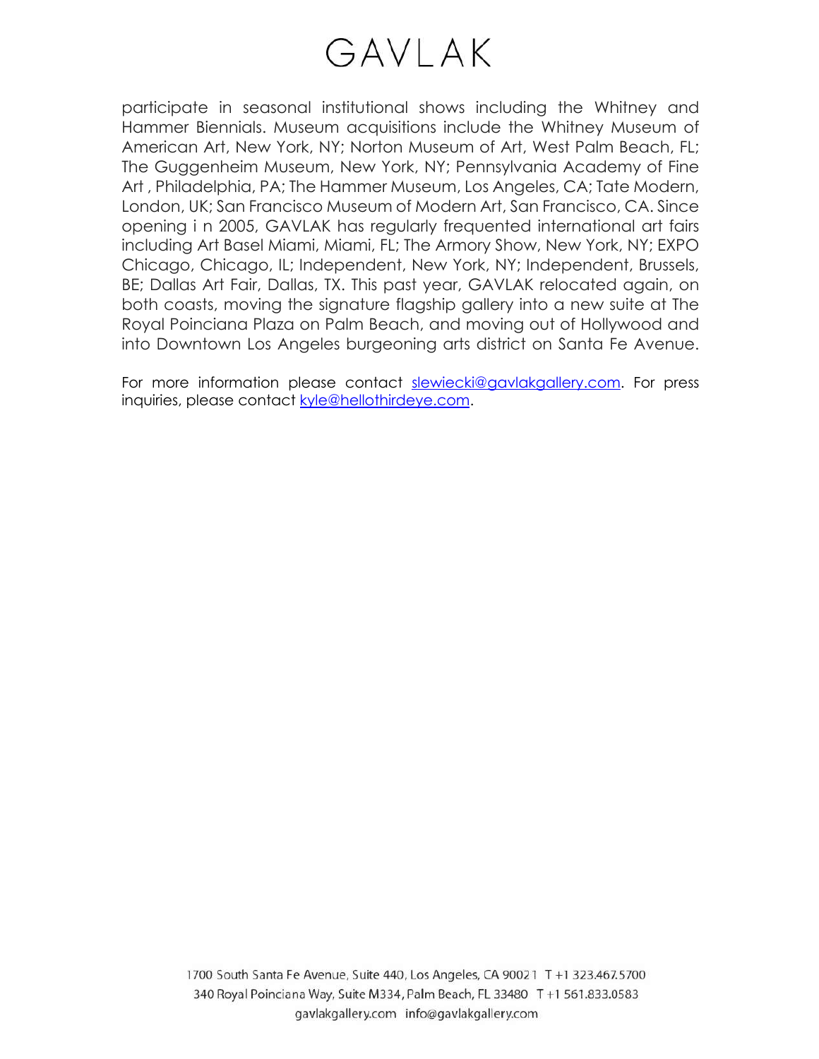participate in seasonal institutional shows including the Whitney and Hammer Biennials. Museum acquisitions include the Whitney Museum of American Art, New York, NY; Norton Museum of Art, West Palm Beach, FL; The Guggenheim Museum, New York, NY; Pennsylvania Academy of Fine Art , Philadelphia, PA; The Hammer Museum, Los Angeles, CA; Tate Modern, London, UK; San Francisco Museum of Modern Art, San Francisco, CA. Since opening i n 2005, GAVLAK has regularly frequented international art fairs including Art Basel Miami, Miami, FL; The Armory Show, New York, NY; EXPO Chicago, Chicago, IL; Independent, New York, NY; Independent, Brussels, BE; Dallas Art Fair, Dallas, TX. This past year, GAVLAK relocated again, on both coasts, moving the signature flagship gallery into a new suite at The Royal Poinciana Plaza on Palm Beach, and moving out of Hollywood and into Downtown Los Angeles burgeoning arts district on Santa Fe Avenue.

For more information please contact [slewiecki@gavlakgallery.com](mailto:slewiecki@gavlakgallery.com). For press inquiries, please contact [kyle@hellothirdeye.com](mailto:kyle@hellothirdeye.com).